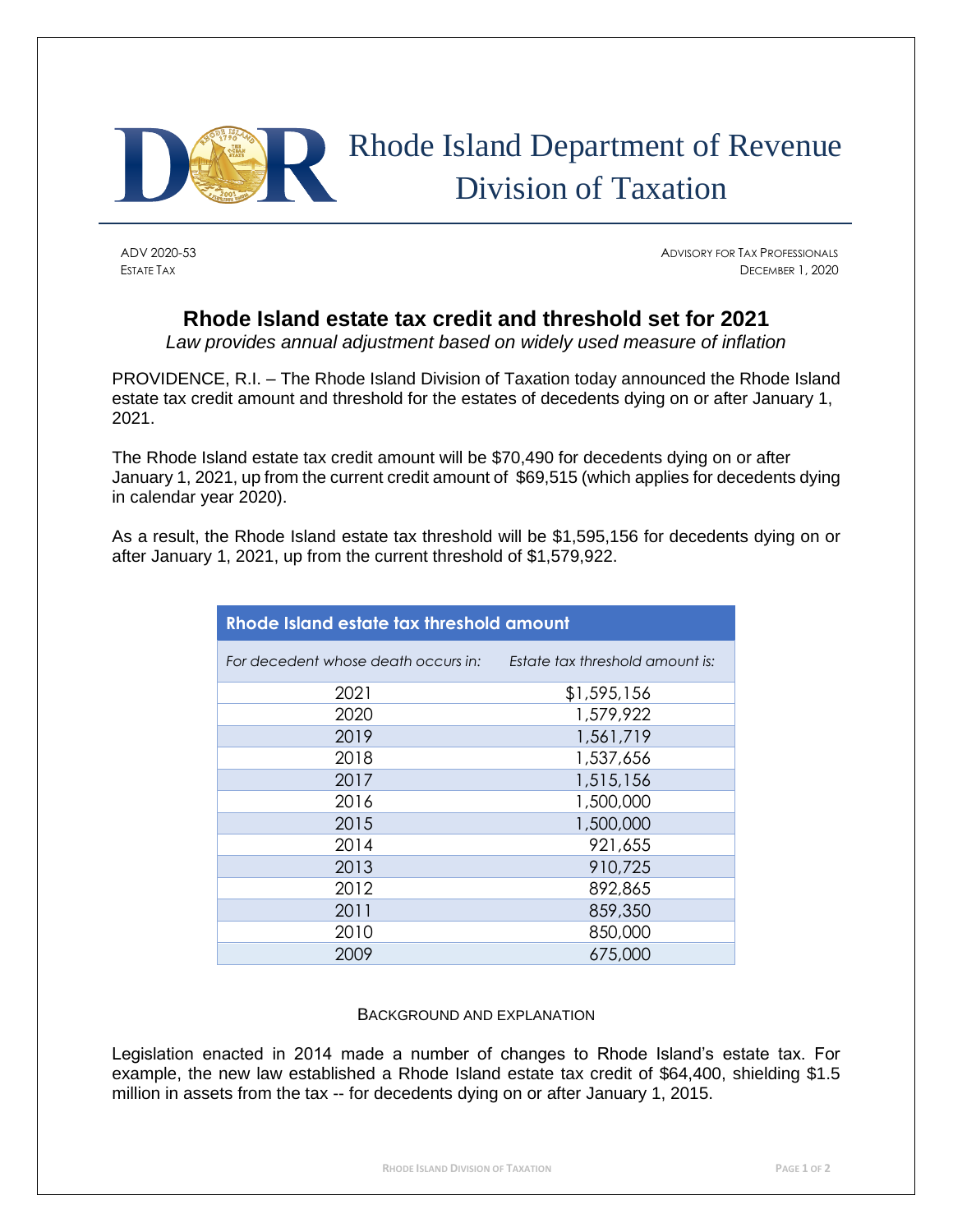# Rhode Island Department of Revenue
## Division of Taxation

ADV 2020-53
ESTATE TAX

ADVISORY FOR TAX PROFESSIONALS
DECEMBER 1, 2020

## Rhode Island estate tax credit and threshold set for 2021

*Law provides annual adjustment based on widely used measure of inflation*

PROVIDENCE, R.I. – The Rhode Island Division of Taxation today announced the Rhode Island estate tax credit amount and threshold for the estates of decedents dying on or after January 1, 2021.

The Rhode Island estate tax credit amount will be $70,490 for decedents dying on or after January 1, 2021, up from the current credit amount of $69,515 (which applies for decedents dying in calendar year 2020).

As a result, the Rhode Island estate tax threshold will be $1,595,156 for decedents dying on or after January 1, 2021, up from the current threshold of $1,579,922.

| Rhode Island estate tax threshold amount | |
|---|---|
| *For decedent whose death occurs in:* | *Estate tax threshold amount is:* |
| 2021 | $1,595,156 |
| 2020 | 1,579,922 |
| 2019 | 1,561,719 |
| 2018 | 1,537,656 |
| 2017 | 1,515,156 |
| 2016 | 1,500,000 |
| 2015 | 1,500,000 |
| 2014 | 921,655 |
| 2013 | 910,725 |
| 2012 | 892,865 |
| 2011 | 859,350 |
| 2010 | 850,000 |
| 2009 | 675,000 |

BACKGROUND AND EXPLANATION

Legislation enacted in 2014 made a number of changes to Rhode Island's estate tax. For example, the new law established a Rhode Island estate tax credit of $64,400, shielding $1.5 million in assets from the tax -- for decedents dying on or after January 1, 2015.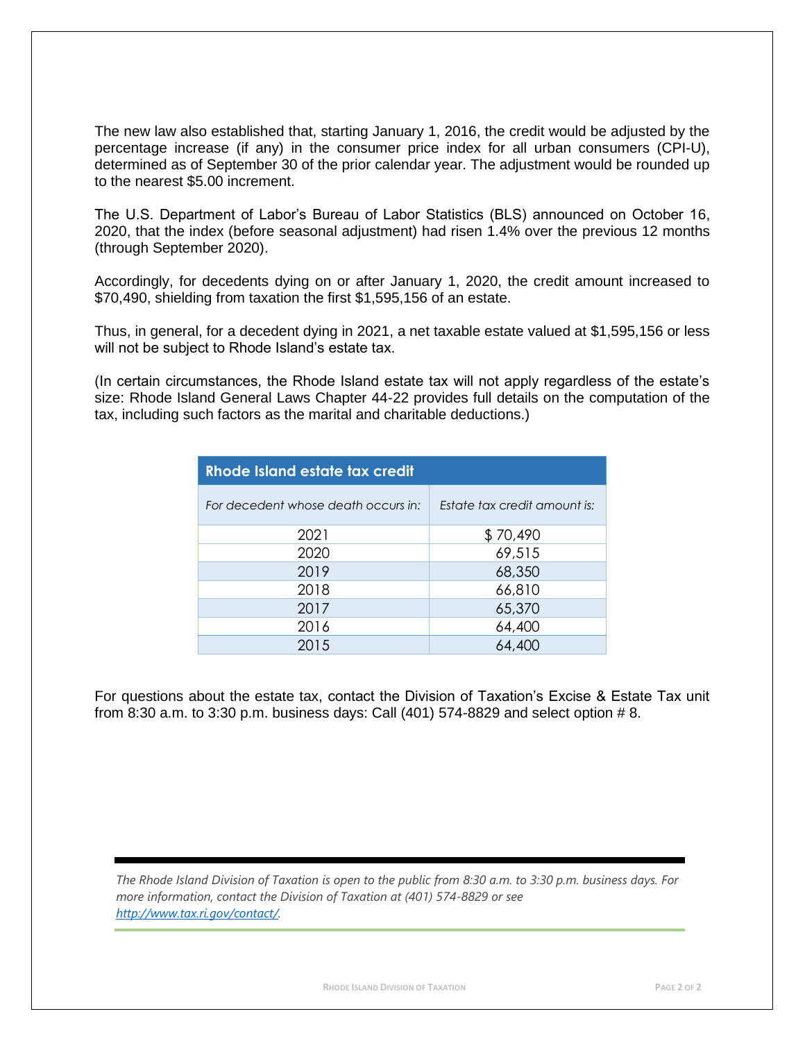The new law also established that, starting January 1, 2016, the credit would be adjusted by the percentage increase (if any) in the consumer price index for all urban consumers (CPI-U), determined as of September 30 of the prior calendar year. The adjustment would be rounded up to the nearest $5.00 increment.

The U.S. Department of Labor's Bureau of Labor Statistics (BLS) announced on October 16, 2020, that the index (before seasonal adjustment) had risen 1.4% over the previous 12 months (through September 2020).

Accordingly, for decedents dying on or after January 1, 2020, the credit amount increased to $70,490, shielding from taxation the first $1,595,156 of an estate.

Thus, in general, for a decedent dying in 2021, a net taxable estate valued at $1,595,156 or less will not be subject to Rhode Island's estate tax.

(In certain circumstances, the Rhode Island estate tax will not apply regardless of the estate's size: Rhode Island General Laws Chapter 44-22 provides full details on the computation of the tax, including such factors as the marital and charitable deductions.)

| Rhode Island estate tax credit | |
|---|---|
| *For decedent whose death occurs in:* | *Estate tax credit amount is:* |
| 2021 | $ 70,490 |
| 2020 | 69,515 |
| 2019 | 68,350 |
| 2018 | 66,810 |
| 2017 | 65,370 |
| 2016 | 64,400 |
| 2015 | 64,400 |

For questions about the estate tax, contact the Division of Taxation's Excise & Estate Tax unit from 8:30 a.m. to 3:30 p.m. business days: Call (401) 574-8829 and select option # 8.

*The Rhode Island Division of Taxation is open to the public from 8:30 a.m. to 3:30 p.m. business days. For more information, contact the Division of Taxation at (401) 574-8829 or see [http://www.tax.ri.gov/contact/](http://www.tax.ri.gov/contact/).*